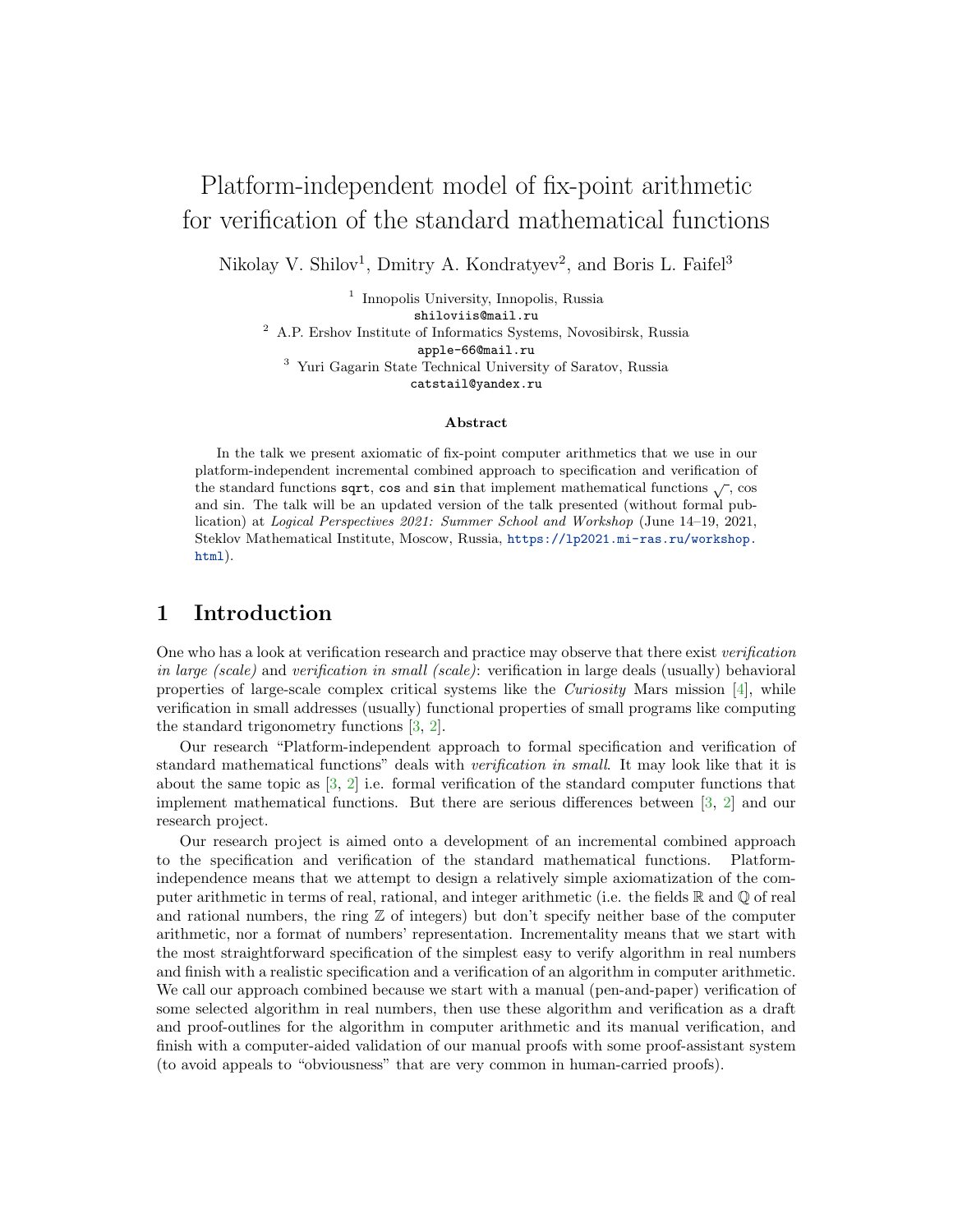# Platform-independent model of fix-point arithmetic for verification of the standard mathematical functions

Nikolay V. Shilov[1], Dmitry A. Kondratyev[2], and Boris L. Faifel[3]

[1] Innopolis University, Innopolis, Russia
shiloviis@mail.ru

[2] A.P. Ershov Institute of Informatics Systems, Novosibirsk, Russia
apple-66@mail.ru

[3] Yuri Gagarin State Technical University of Saratov, Russia
catstail@yandex.ru

**Abstract**

In the talk we present axiomatic of fix-point computer arithmetics that we use in our platform-independent incremental combined approach to specification and verification of the standard functions `sqrt`, `cos` and `sin` that implement mathematical functions $\sqrt{\ }$, cos and sin. The talk will be an updated version of the talk presented (without formal publication) at *Logical Perspectives 2021: Summer School and Workshop* (June 14–19, 2021, Steklov Mathematical Institute, Moscow, Russia, https://lp2021.mi-ras.ru/workshop.html).

## 1 Introduction

One who has a look at verification research and practice may observe that there exist *verification in large (scale)* and *verification in small (scale)*: verification in large deals (usually) behavioral properties of large-scale complex critical systems like the *Curiosity* Mars mission [4], while verification in small addresses (usually) functional properties of small programs like computing the standard trigonometry functions [3, 2].

Our research "Platform-independent approach to formal specification and verification of standard mathematical functions" deals with *verification in small*. It may look like that it is about the same topic as [3, 2] i.e. formal verification of the standard computer functions that implement mathematical functions. But there are serious differences between [3, 2] and our research project.

Our research project is aimed onto a development of an incremental combined approach to the specification and verification of the standard mathematical functions. Platform-independence means that we attempt to design a relatively simple axiomatization of the computer arithmetic in terms of real, rational, and integer arithmetic (i.e. the fields $\mathbb{R}$ and $\mathbb{Q}$ of real and rational numbers, the ring $\mathbb{Z}$ of integers) but don't specify neither base of the computer arithmetic, nor a format of numbers' representation. Incrementality means that we start with the most straightforward specification of the simplest easy to verify algorithm in real numbers and finish with a realistic specification and a verification of an algorithm in computer arithmetic. We call our approach combined because we start with a manual (pen-and-paper) verification of some selected algorithm in real numbers, then use these algorithm and verification as a draft and proof-outlines for the algorithm in computer arithmetic and its manual verification, and finish with a computer-aided validation of our manual proofs with some proof-assistant system (to avoid appeals to "obviousness" that are very common in human-carried proofs).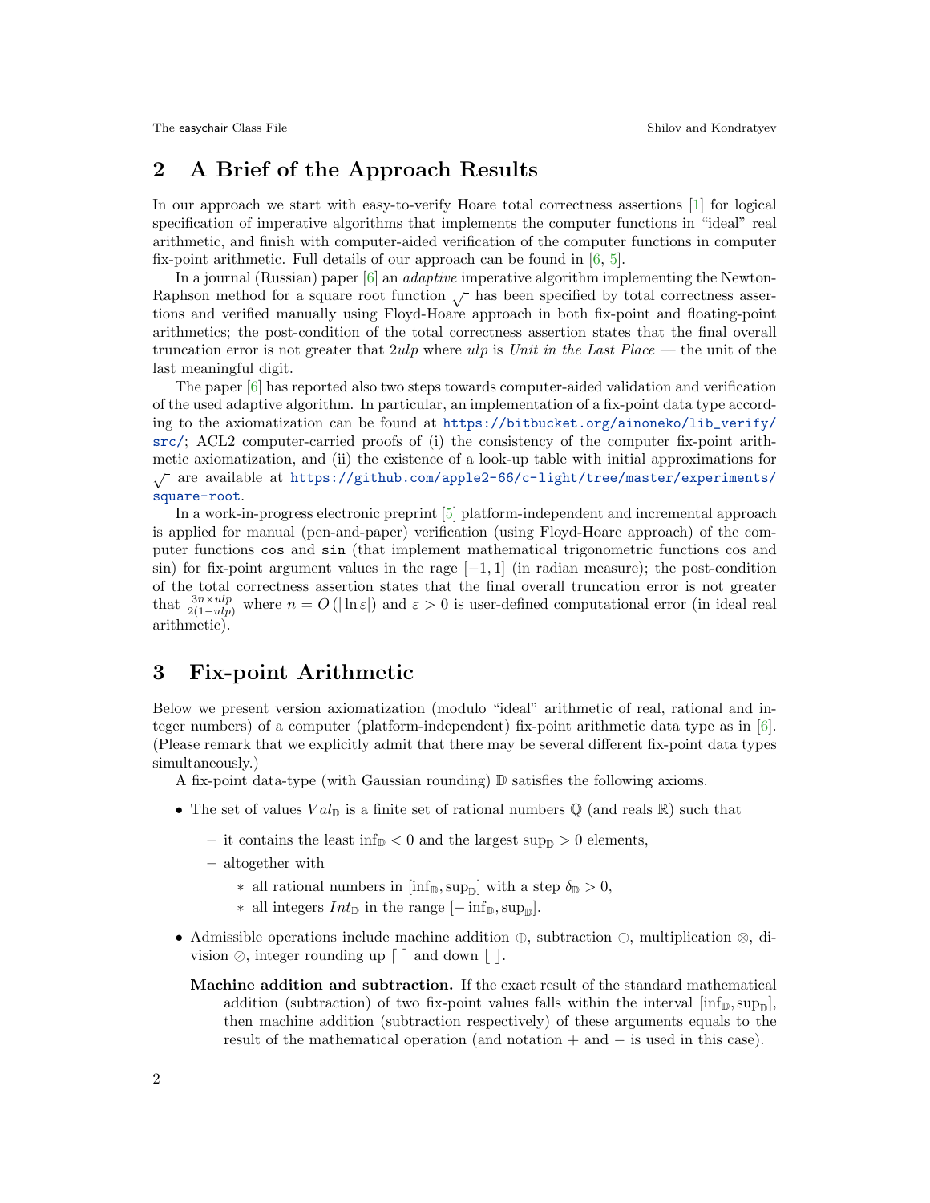## 2 A Brief of the Approach Results

In our approach we start with easy-to-verify Hoare total correctness assertions [1] for logical specification of imperative algorithms that implements the computer functions in "ideal" real arithmetic, and finish with computer-aided verification of the computer functions in computer fix-point arithmetic. Full details of our approach can be found in [6, 5].

In a journal (Russian) paper [6] an *adaptive* imperative algorithm implementing the Newton-Raphson method for a square root function $\sqrt{\ }$ has been specified by total correctness assertions and verified manually using Floyd-Hoare approach in both fix-point and floating-point arithmetics; the post-condition of the total correctness assertion states that the final overall truncation error is not greater that $2ulp$ where $ulp$ is *Unit in the Last Place* — the unit of the last meaningful digit.

The paper [6] has reported also two steps towards computer-aided validation and verification of the used adaptive algorithm. In particular, an implementation of a fix-point data type according to the axiomatization can be found at https://bitbucket.org/ainoneko/lib_verify/src/; ACL2 computer-carried proofs of (i) the consistency of the computer fix-point arithmetic axiomatization, and (ii) the existence of a look-up table with initial approximations for $\sqrt{\ }$ are available at https://github.com/apple2-66/c-light/tree/master/experiments/square-root.

In a work-in-progress electronic preprint [5] platform-independent and incremental approach is applied for manual (pen-and-paper) verification (using Floyd-Hoare approach) of the computer functions `cos` and `sin` (that implement mathematical trigonometric functions cos and sin) for fix-point argument values in the rage $[-1, 1]$ (in radian measure); the post-condition of the total correctness assertion states that the final overall truncation error is not greater that $\frac{3n \times ulp}{2(1-ulp)}$ where $n = O(|\ln \varepsilon|)$ and $\varepsilon > 0$ is user-defined computational error (in ideal real arithmetic).

## 3 Fix-point Arithmetic

Below we present version axiomatization (modulo "ideal" arithmetic of real, rational and integer numbers) of a computer (platform-independent) fix-point arithmetic data type as in [6]. (Please remark that we explicitly admit that there may be several different fix-point data types simultaneously.)

A fix-point data-type (with Gaussian rounding) $\mathbb{D}$ satisfies the following axioms.

- The set of values $Val_{\mathbb{D}}$ is a finite set of rational numbers $\mathbb{Q}$ (and reals $\mathbb{R}$) such that
  - it contains the least $\inf_{\mathbb{D}} < 0$ and the largest $\sup_{\mathbb{D}} > 0$ elements,
  - altogether with
    - all rational numbers in $[\inf_{\mathbb{D}}, \sup_{\mathbb{D}}]$ with a step $\delta_{\mathbb{D}} > 0$,
    - all integers $Int_{\mathbb{D}}$ in the range $[-\inf_{\mathbb{D}}, \sup_{\mathbb{D}}]$.
- Admissible operations include machine addition $\oplus$, subtraction $\ominus$, multiplication $\otimes$, division $\oslash$, integer rounding up $\lceil\ \rceil$ and down $\lfloor\ \rfloor$.

  **Machine addition and subtraction.** If the exact result of the standard mathematical addition (subtraction) of two fix-point values falls within the interval $[\inf_{\mathbb{D}}, \sup_{\mathbb{D}}]$, then machine addition (subtraction respectively) of these arguments equals to the result of the mathematical operation (and notation $+$ and $-$ is used in this case).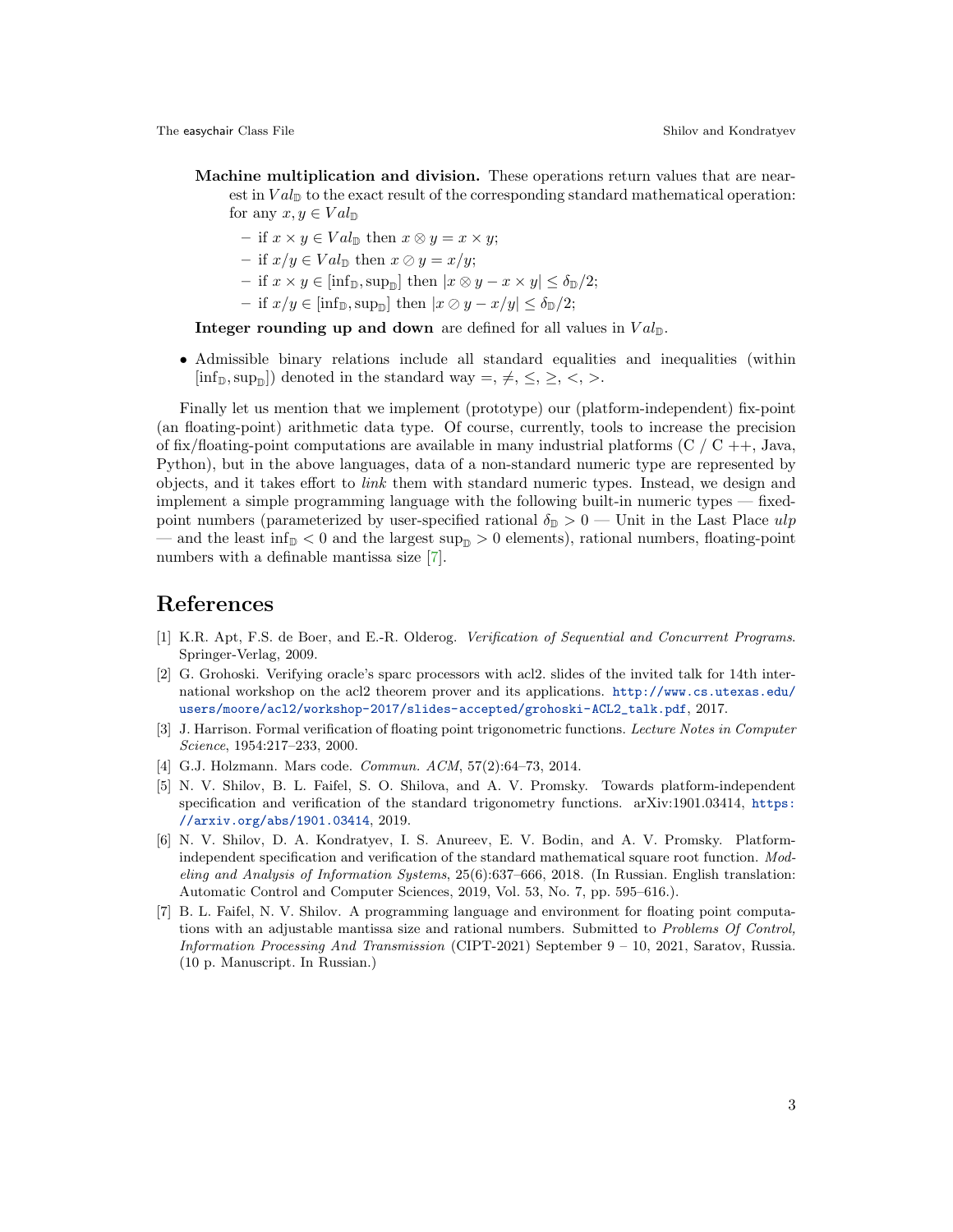**Machine multiplication and division.** These operations return values that are nearest in $Val_{\mathbb{D}}$ to the exact result of the corresponding standard mathematical operation: for any $x, y \in Val_{\mathbb{D}}$

- if $x \times y \in Val_{\mathbb{D}}$ then $x \otimes y = x \times y$;
- if $x/y \in Val_{\mathbb{D}}$ then $x \oslash y = x/y$;
- if $x \times y \in [\inf_{\mathbb{D}}, \sup_{\mathbb{D}}]$ then $|x \otimes y - x \times y| \leq \delta_{\mathbb{D}}/2$;
- if $x/y \in [\inf_{\mathbb{D}}, \sup_{\mathbb{D}}]$ then $|x \oslash y - x/y| \leq \delta_{\mathbb{D}}/2$;

**Integer rounding up and down** are defined for all values in $Val_{\mathbb{D}}$.

- Admissible binary relations include all standard equalities and inequalities (within $[\inf_{\mathbb{D}}, \sup_{\mathbb{D}}]$) denoted in the standard way $=, \neq, \leq, \geq, <, >$.

Finally let us mention that we implement (prototype) our (platform-independent) fix-point (an floating-point) arithmetic data type. Of course, currently, tools to increase the precision of fix/floating-point computations are available in many industrial platforms (C / C ++, Java, Python), but in the above languages, data of a non-standard numeric type are represented by objects, and it takes effort to *link* them with standard numeric types. Instead, we design and implement a simple programming language with the following built-in numeric types — fixed-point numbers (parameterized by user-specified rational $\delta_{\mathbb{D}} > 0$ — Unit in the Last Place *ulp* — and the least $\inf_{\mathbb{D}} < 0$ and the largest $\sup_{\mathbb{D}} > 0$ elements), rational numbers, floating-point numbers with a definable mantissa size [7].

## References

[1] K.R. Apt, F.S. de Boer, and E.-R. Olderog. *Verification of Sequential and Concurrent Programs*. Springer-Verlag, 2009.

[2] G. Grohoski. Verifying oracle's sparc processors with acl2. slides of the invited talk for 14th international workshop on the acl2 theorem prover and its applications. http://www.cs.utexas.edu/users/moore/acl2/workshop-2017/slides-accepted/grohoski-ACL2_talk.pdf, 2017.

[3] J. Harrison. Formal verification of floating point trigonometric functions. *Lecture Notes in Computer Science*, 1954:217–233, 2000.

[4] G.J. Holzmann. Mars code. *Commun. ACM*, 57(2):64–73, 2014.

[5] N. V. Shilov, B. L. Faifel, S. O. Shilova, and A. V. Promsky. Towards platform-independent specification and verification of the standard trigonometry functions. arXiv:1901.03414, https://arxiv.org/abs/1901.03414, 2019.

[6] N. V. Shilov, D. A. Kondratyev, I. S. Anureev, E. V. Bodin, and A. V. Promsky. Platform-independent specification and verification of the standard mathematical square root function. *Modeling and Analysis of Information Systems*, 25(6):637–666, 2018. (In Russian. English translation: Automatic Control and Computer Sciences, 2019, Vol. 53, No. 7, pp. 595–616.).

[7] B. L. Faifel, N. V. Shilov. A programming language and environment for floating point computations with an adjustable mantissa size and rational numbers. Submitted to *Problems Of Control, Information Processing And Transmission* (CIPT-2021) September 9 – 10, 2021, Saratov, Russia. (10 p. Manuscript. In Russian.)